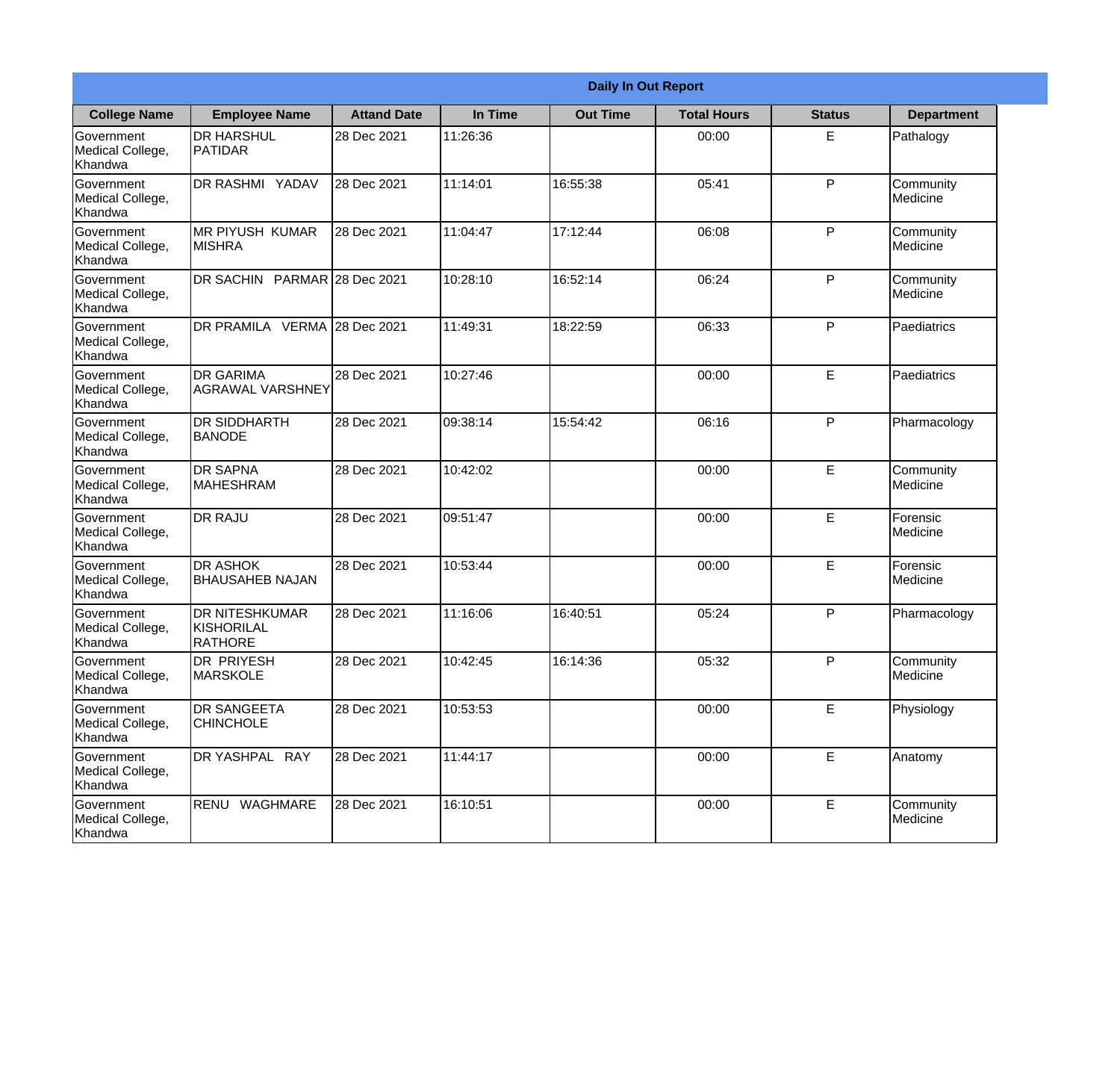**Daily In Out Report**

| College Name | Employee Name | Attand Date | In Time | Out Time | Total Hours | Status | Department |
|---|---|---|---|---|---|---|---|
| Government Medical College, Khandwa | DR HARSHUL PATIDAR | 28 Dec 2021 | 11:26:36 | | 00:00 | E | Pathalogy |
| Government Medical College, Khandwa | DR RASHMI YADAV | 28 Dec 2021 | 11:14:01 | 16:55:38 | 05:41 | P | Community Medicine |
| Government Medical College, Khandwa | MR PIYUSH KUMAR MISHRA | 28 Dec 2021 | 11:04:47 | 17:12:44 | 06:08 | P | Community Medicine |
| Government Medical College, Khandwa | DR SACHIN PARMAR | 28 Dec 2021 | 10:28:10 | 16:52:14 | 06:24 | P | Community Medicine |
| Government Medical College, Khandwa | DR PRAMILA VERMA | 28 Dec 2021 | 11:49:31 | 18:22:59 | 06:33 | P | Paediatrics |
| Government Medical College, Khandwa | DR GARIMA AGRAWAL VARSHNEY | 28 Dec 2021 | 10:27:46 | | 00:00 | E | Paediatrics |
| Government Medical College, Khandwa | DR SIDDHARTH BANODE | 28 Dec 2021 | 09:38:14 | 15:54:42 | 06:16 | P | Pharmacology |
| Government Medical College, Khandwa | DR SAPNA MAHESHRAM | 28 Dec 2021 | 10:42:02 | | 00:00 | E | Community Medicine |
| Government Medical College, Khandwa | DR RAJU | 28 Dec 2021 | 09:51:47 | | 00:00 | E | Forensic Medicine |
| Government Medical College, Khandwa | DR ASHOK BHAUSAHEB NAJAN | 28 Dec 2021 | 10:53:44 | | 00:00 | E | Forensic Medicine |
| Government Medical College, Khandwa | DR NITESHKUMAR KISHORILAL RATHORE | 28 Dec 2021 | 11:16:06 | 16:40:51 | 05:24 | P | Pharmacology |
| Government Medical College, Khandwa | DR PRIYESH MARSKOLE | 28 Dec 2021 | 10:42:45 | 16:14:36 | 05:32 | P | Community Medicine |
| Government Medical College, Khandwa | DR SANGEETA CHINCHOLE | 28 Dec 2021 | 10:53:53 | | 00:00 | E | Physiology |
| Government Medical College, Khandwa | DR YASHPAL RAY | 28 Dec 2021 | 11:44:17 | | 00:00 | E | Anatomy |
| Government Medical College, Khandwa | RENU WAGHMARE | 28 Dec 2021 | 16:10:51 | | 00:00 | E | Community Medicine |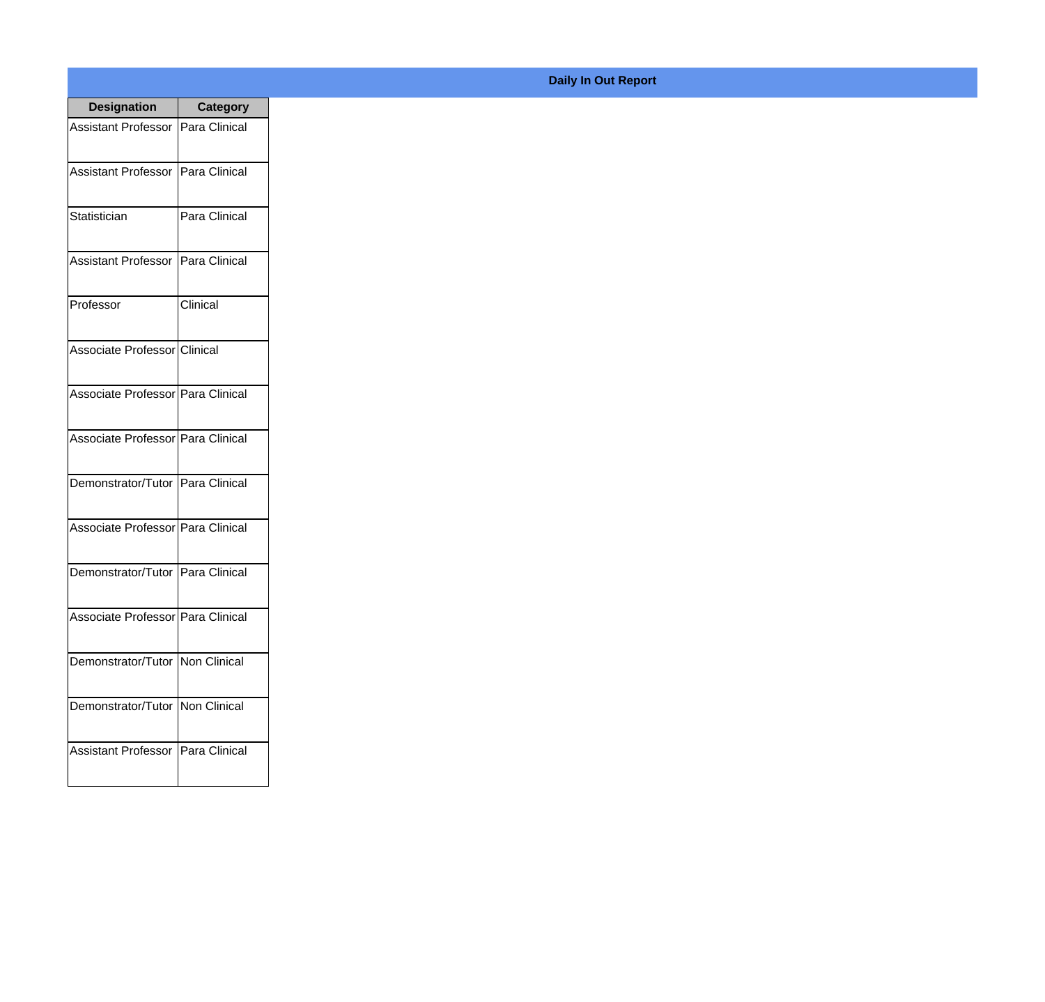**Daily In Out Report**

| Designation | Category |
| --- | --- |
| Assistant Professor | Para Clinical |
| Assistant Professor | Para Clinical |
| Statistician | Para Clinical |
| Assistant Professor | Para Clinical |
| Professor | Clinical |
| Associate Professor | Clinical |
| Associate Professor | Para Clinical |
| Associate Professor | Para Clinical |
| Demonstrator/Tutor | Para Clinical |
| Associate Professor | Para Clinical |
| Demonstrator/Tutor | Para Clinical |
| Associate Professor | Para Clinical |
| Demonstrator/Tutor | Non Clinical |
| Demonstrator/Tutor | Non Clinical |
| Assistant Professor | Para Clinical |